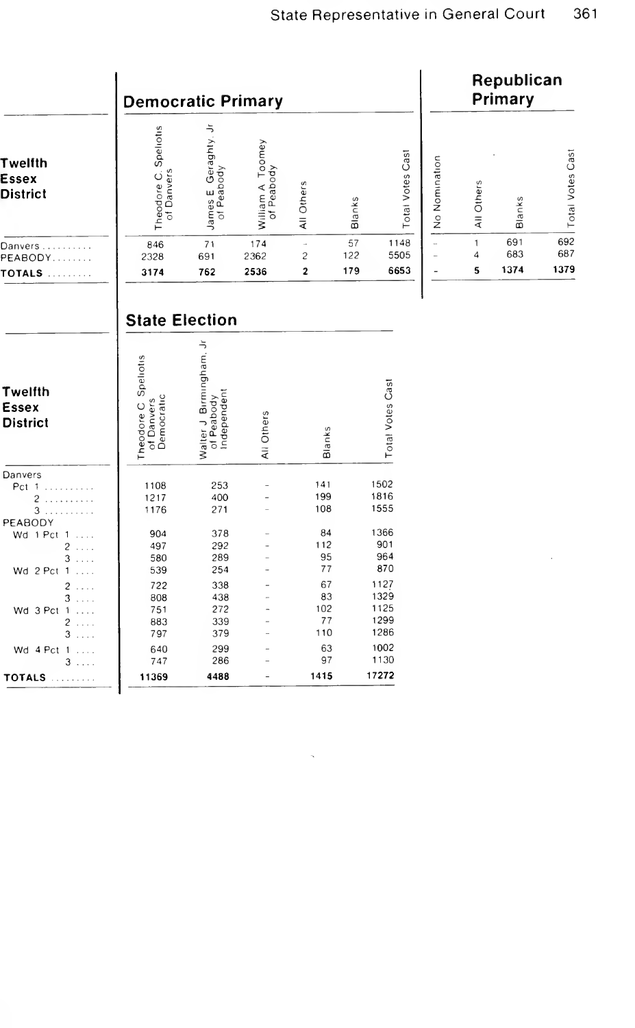## Democratic Primary

| Twelfth Essex District | Theodore C. Speliotis of Danvers | James E. Geraghty, Jr of Peabody | William A. Toomey of Peabody | All Others | Blanks | Total Votes Cast |
|---|---|---|---|---|---|---|
| Danvers | 846 | 71 | 174 | – | 57 | 1148 |
| PEABODY | 2328 | 691 | 2362 | 2 | 122 | 5505 |
| **TOTALS** | **3174** | **762** | **2536** | **2** | **179** | **6653** |

## Republican Primary

| Twelfth Essex District | No Nomination | All Others | Blanks | Total Votes Cast |
|---|---|---|---|---|
| Danvers | – | 1 | 691 | 692 |
| PEABODY | – | 4 | 683 | 687 |
| **TOTALS** | **–** | **5** | **1374** | **1379** |

## State Election

| Twelfth Essex District | Theodore C. Speliotis of Danvers Democratic | Walter J. Birmingham, Jr of Peabody Independent | All Others | Blanks | Total Votes Cast |
|---|---|---|---|---|---|
| Danvers | | | | | |
| Pct 1 | 1108 | 253 | – | 141 | 1502 |
| 2 | 1217 | 400 | – | 199 | 1816 |
| 3 | 1176 | 271 | – | 108 | 1555 |
| PEABODY | | | | | |
| Wd 1 Pct 1 | 904 | 378 | – | 84 | 1366 |
| 2 | 497 | 292 | – | 112 | 901 |
| 3 | 580 | 289 | – | 95 | 964 |
| Wd 2 Pct 1 | 539 | 254 | – | 77 | 870 |
| 2 | 722 | 338 | – | 67 | 1127 |
| 3 | 808 | 438 | – | 83 | 1329 |
| Wd 3 Pct 1 | 751 | 272 | – | 102 | 1125 |
| 2 | 883 | 339 | – | 77 | 1299 |
| 3 | 797 | 379 | – | 110 | 1286 |
| Wd 4 Pct 1 | 640 | 299 | – | 63 | 1002 |
| 3 | 747 | 286 | – | 97 | 1130 |
| **TOTALS** | **11369** | **4488** | **–** | **1415** | **17272** |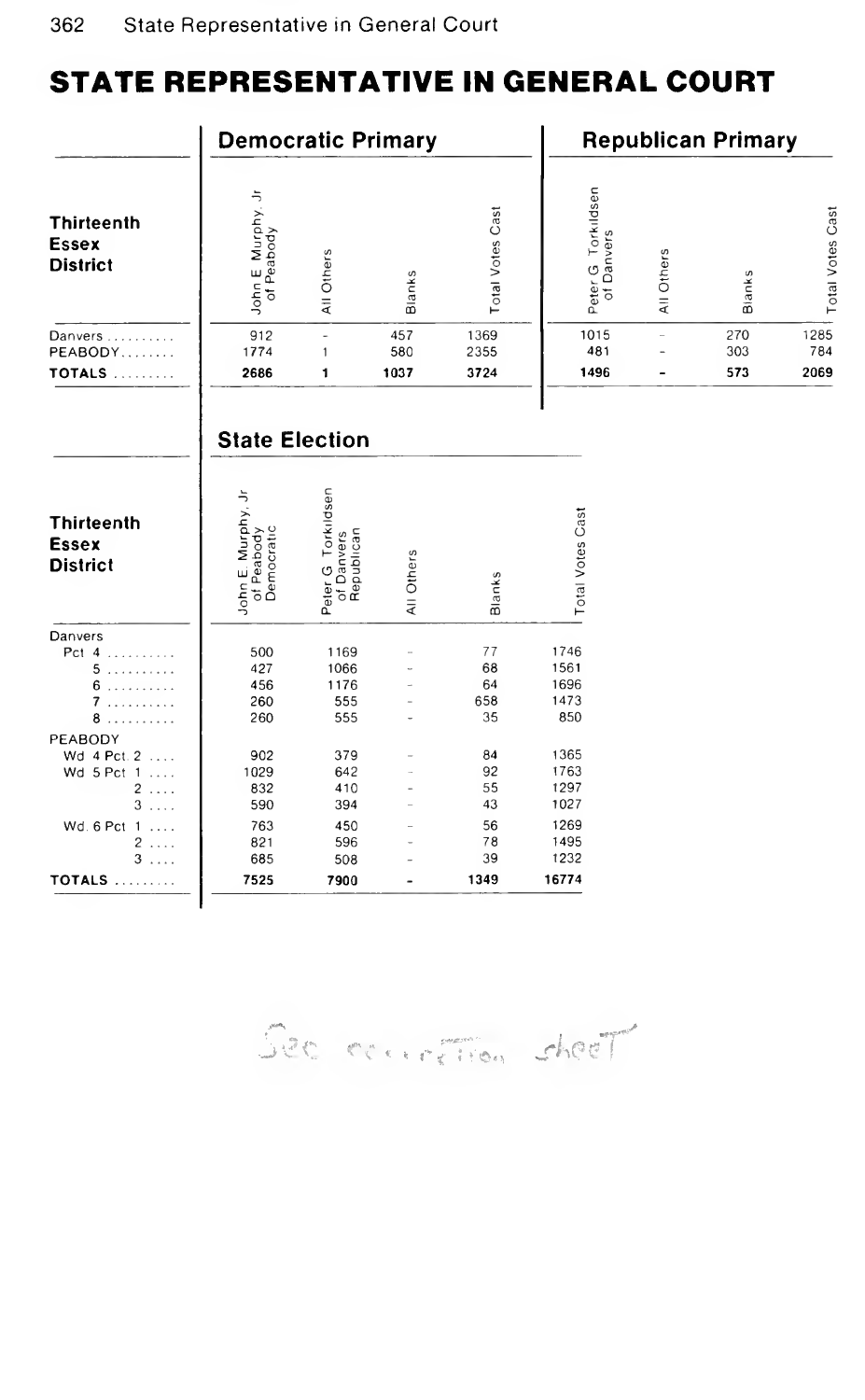# STATE REPRESENTATIVE IN GENERAL COURT

| Thirteenth Essex District | Democratic Primary | | | | Republican Primary | | | |
|---|---|---|---|---|---|---|---|---|
| | John E Murphy, Jr of Peabody | All Others | Blanks | Total Votes Cast | Peter G Torkildsen of Danvers | All Others | Blanks | Total Votes Cast |
| Danvers | 912 | - | 457 | 1369 | 1015 | - | 270 | 1285 |
| PEABODY | 1774 | 1 | 580 | 2355 | 481 | - | 303 | 784 |
| **TOTALS** | **2686** | **1** | **1037** | **3724** | **1496** | **-** | **573** | **2069** |

## State Election

| Thirteenth Essex District | John E. Murphy, Jr of Peabody Democratic | Peter G Torkildsen of Danvers Republican | All Others | Blanks | Total Votes Cast |
|---|---|---|---|---|---|
| Danvers | | | | | |
| Pct 4 | 500 | 1169 | - | 77 | 1746 |
| 5 | 427 | 1066 | - | 68 | 1561 |
| 6 | 456 | 1176 | - | 64 | 1696 |
| 7 | 260 | 555 | - | 658 | 1473 |
| 8 | 260 | 555 | - | 35 | 850 |
| PEABODY | | | | | |
| Wd 4 Pct 2 | 902 | 379 | - | 84 | 1365 |
| Wd 5 Pct 1 | 1029 | 642 | - | 92 | 1763 |
| 2 | 832 | 410 | - | 55 | 1297 |
| 3 | 590 | 394 | - | 43 | 1027 |
| Wd. 6 Pct 1 | 763 | 450 | - | 56 | 1269 |
| 2 | 821 | 596 | - | 78 | 1495 |
| 3 | 685 | 508 | - | 39 | 1232 |
| **TOTALS** | **7525** | **7900** | **-** | **1349** | **16774** |

See correction sheet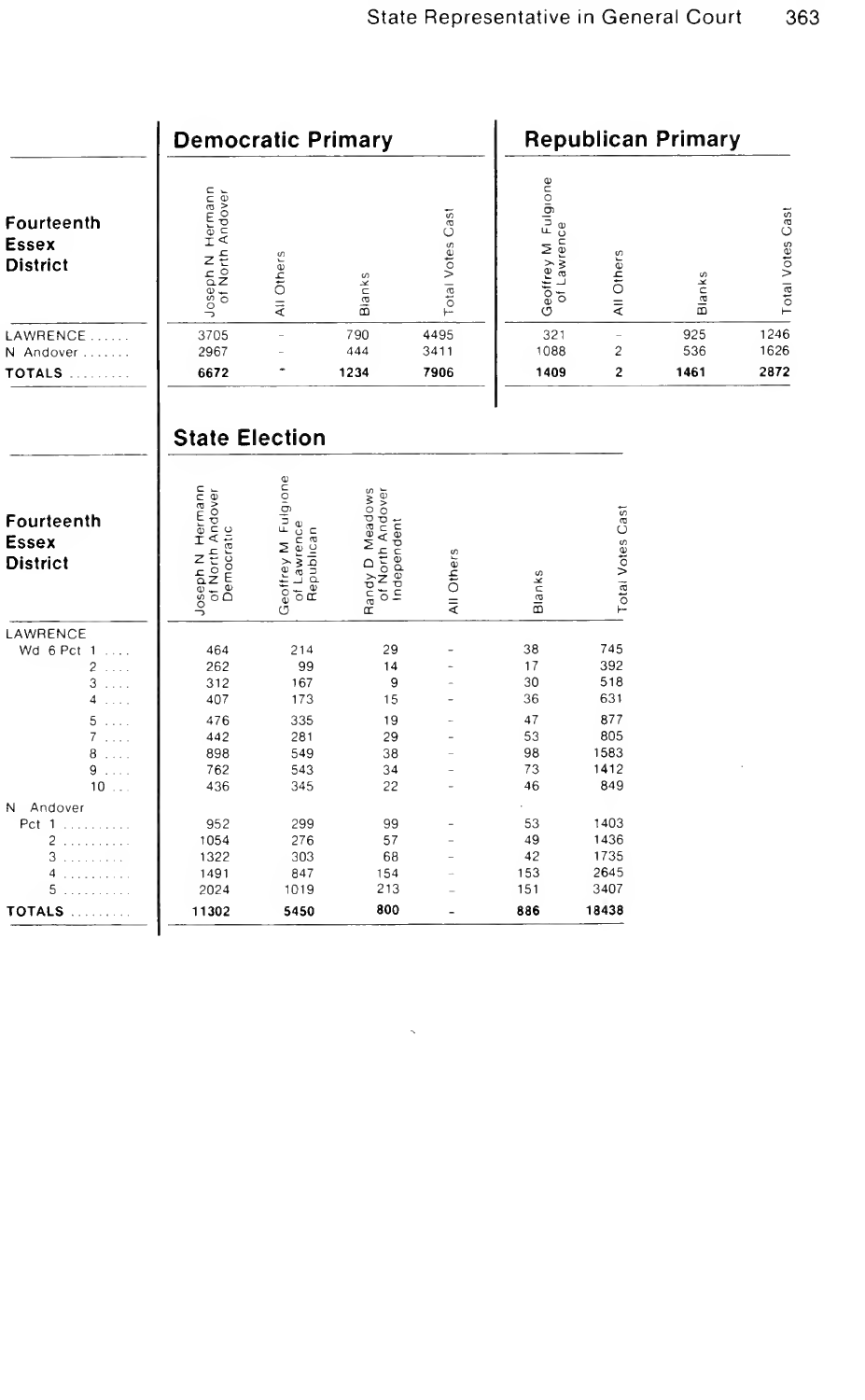## Democratic Primary

| Fourteenth Essex District | Joseph N Hermann of North Andover | All Others | Blanks | Total Votes Cast |
|---|---|---|---|---|
| LAWRENCE | 3705 | – | 790 | 4495 |
| N Andover | 2967 | – | 444 | 3411 |
| **TOTALS** | **6672** | **-** | **1234** | **7906** |

## Republican Primary

| Fourteenth Essex District | Geoffrey M Fulgione of Lawrence | All Others | Blanks | Total Votes Cast |
|---|---|---|---|---|
| LAWRENCE | 321 | – | 925 | 1246 |
| N Andover | 1088 | 2 | 536 | 1626 |
| **TOTALS** | **1409** | **2** | **1461** | **2872** |

## State Election

| Fourteenth Essex District | Joseph N Hermann of North Andover Democratic | Geoffrey M Fulgione of Lawrence Republican | Randy D Meadows of North Andover Independent | All Others | Blanks | Total Votes Cast |
|---|---|---|---|---|---|---|
| LAWRENCE | | | | | | |
| Wd 6 Pct 1 | 464 | 214 | 29 | – | 38 | 745 |
| 2 | 262 | 99 | 14 | – | 17 | 392 |
| 3 | 312 | 167 | 9 | – | 30 | 518 |
| 4 | 407 | 173 | 15 | – | 36 | 631 |
| 5 | 476 | 335 | 19 | – | 47 | 877 |
| 7 | 442 | 281 | 29 | – | 53 | 805 |
| 8 | 898 | 549 | 38 | – | 98 | 1583 |
| 9 | 762 | 543 | 34 | – | 73 | 1412 |
| 10 | 436 | 345 | 22 | – | 46 | 849 |
| N Andover | | | | | | |
| Pct 1 | 952 | 299 | 99 | – | 53 | 1403 |
| 2 | 1054 | 276 | 57 | – | 49 | 1436 |
| 3 | 1322 | 303 | 68 | – | 42 | 1735 |
| 4 | 1491 | 847 | 154 | – | 153 | 2645 |
| 5 | 2024 | 1019 | 213 | – | 151 | 3407 |
| **TOTALS** | **11302** | **5450** | **800** | **-** | **886** | **18438** |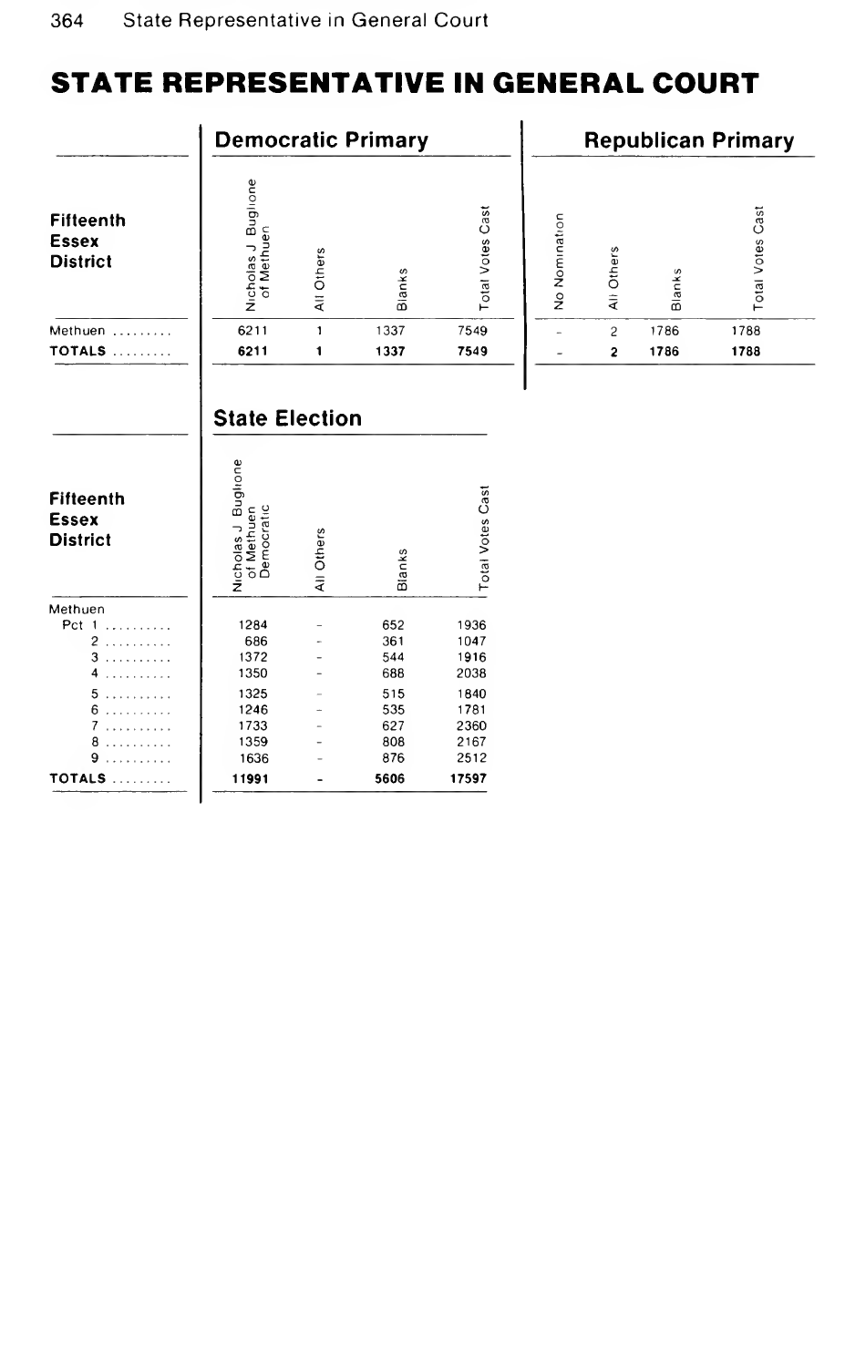# STATE REPRESENTATIVE IN GENERAL COURT

| Fifteenth Essex District | Democratic Primary | | | | Republican Primary | | | |
|---|---|---|---|---|---|---|---|---|
| | Nicholas J Buglione of Methuen | All Others | Blanks | Total Votes Cast | No Nomination | All Others | Blanks | Total Votes Cast |
| Methuen | 6211 | 1 | 1337 | 7549 | – | 2 | 1786 | 1788 |
| **TOTALS** | **6211** | **1** | **1337** | **7549** | – | **2** | **1786** | **1788** |

## State Election

| Fifteenth Essex District | Nicholas J Buglione of Methuen Democratic | All Others | Blanks | Total Votes Cast |
|---|---|---|---|---|
| Methuen | | | | |
| Pct 1 | 1284 | – | 652 | 1936 |
| 2 | 686 | – | 361 | 1047 |
| 3 | 1372 | – | 544 | 1916 |
| 4 | 1350 | – | 688 | 2038 |
| 5 | 1325 | – | 515 | 1840 |
| 6 | 1246 | – | 535 | 1781 |
| 7 | 1733 | – | 627 | 2360 |
| 8 | 1359 | – | 808 | 2167 |
| 9 | 1636 | – | 876 | 2512 |
| **TOTALS** | **11991** | **-** | **5606** | **17597** |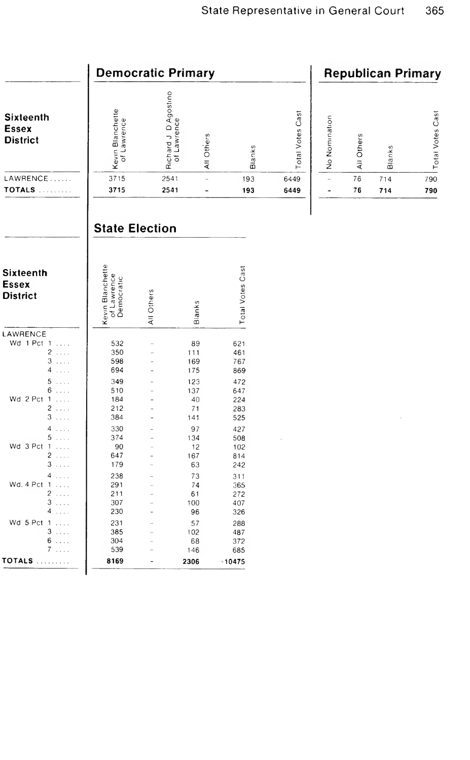## Democratic Primary

| Sixteenth Essex District | Kevin Blanchette of Lawrence | Richard J. D'Agostino of Lawrence | All Others | Blanks | Total Votes Cast |
|---|---|---|---|---|---|
| LAWRENCE | 3715 | 2541 | – | 193 | 6449 |
| **TOTALS** | **3715** | **2541** | **-** | **193** | **6449** |

## Republican Primary

| Sixteenth Essex District | No Nomination | All Others | Blanks | Total Votes Cast |
|---|---|---|---|---|
| LAWRENCE | – | 76 | 714 | 790 |
| **TOTALS** | **-** | **76** | **714** | **790** |

## State Election

| Sixteenth Essex District | Kevin Blanchette of Lawrence Democratic | All Others | Blanks | Total Votes Cast |
|---|---|---|---|---|
| LAWRENCE | | | | |
| Wd 1 Pct 1 | 532 | – | 89 | 621 |
| 2 | 350 | – | 111 | 461 |
| 3 | 598 | – | 169 | 767 |
| 4 | 694 | – | 175 | 869 |
| 5 | 349 | – | 123 | 472 |
| 6 | 510 | – | 137 | 647 |
| Wd 2 Pct 1 | 184 | – | 40 | 224 |
| 2 | 212 | – | 71 | 283 |
| 3 | 384 | – | 141 | 525 |
| 4 | 330 | – | 97 | 427 |
| 5 | 374 | – | 134 | 508 |
| Wd 3 Pct 1 | 90 | – | 12 | 102 |
| 2 | 647 | – | 167 | 814 |
| 3 | 179 | – | 63 | 242 |
| 4 | 238 | – | 73 | 311 |
| Wd. 4 Pct 1 | 291 | – | 74 | 365 |
| 2 | 211 | – | 61 | 272 |
| 3 | 307 | – | 100 | 407 |
| 4 | 230 | – | 96 | 326 |
| Wd 5 Pct 1 | 231 | – | 57 | 288 |
| 3 | 385 | – | 102 | 487 |
| 6 | 304 | – | 68 | 372 |
| 7 | 539 | – | 146 | 685 |
| **TOTALS** | **8169** | **-** | **2306** | **10475** |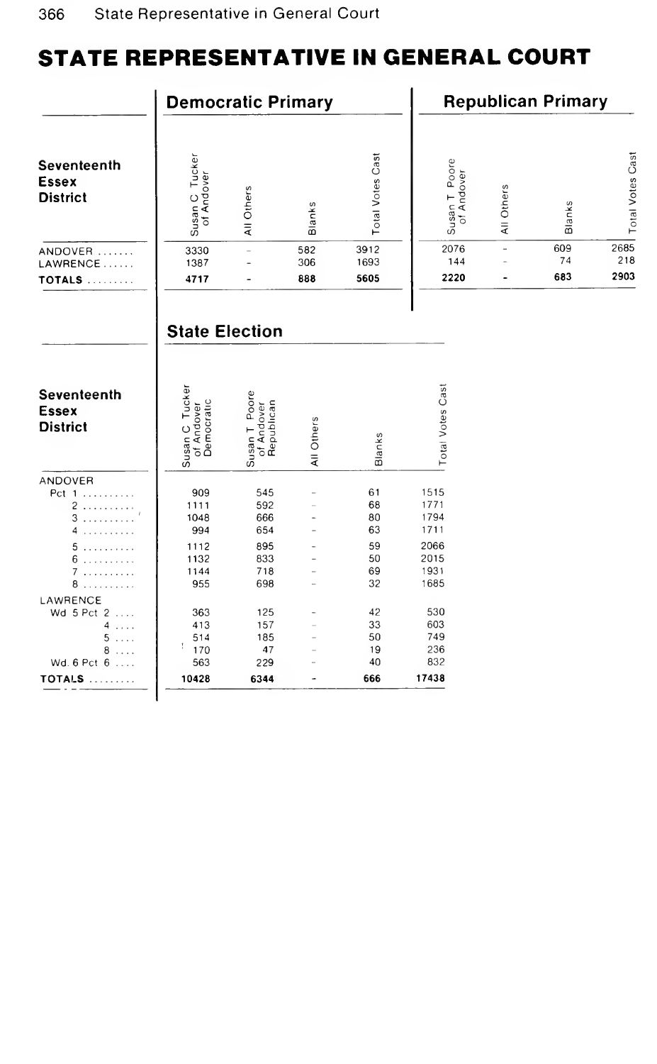# STATE REPRESENTATIVE IN GENERAL COURT

| Seventeenth Essex District | Democratic Primary | | | | Republican Primary | | | |
|---|---|---|---|---|---|---|---|---|
| | Susan C Tucker of Andover | All Others | Blanks | Total Votes Cast | Susan T Poore of Andover | All Others | Blanks | Total Votes Cast |
| ANDOVER | 3330 | - | 582 | 3912 | 2076 | - | 609 | 2685 |
| LAWRENCE | 1387 | - | 306 | 1693 | 144 | - | 74 | 218 |
| **TOTALS** | **4717** | **-** | **888** | **5605** | **2220** | **-** | **683** | **2903** |

## State Election

| Seventeenth Essex District | Susan C Tucker of Andover Democratic | Susan T Poore of Andover Republican | All Others | Blanks | Total Votes Cast |
|---|---|---|---|---|---|
| ANDOVER | | | | | |
| Pct 1 | 909 | 545 | - | 61 | 1515 |
| 2 | 1111 | 592 | - | 68 | 1771 |
| 3 | 1048 | 666 | - | 80 | 1794 |
| 4 | 994 | 654 | - | 63 | 1711 |
| 5 | 1112 | 895 | - | 59 | 2066 |
| 6 | 1132 | 833 | - | 50 | 2015 |
| 7 | 1144 | 718 | - | 69 | 1931 |
| 8 | 955 | 698 | - | 32 | 1685 |
| LAWRENCE | | | | | |
| Wd 5 Pct 2 | 363 | 125 | - | 42 | 530 |
| 4 | 413 | 157 | - | 33 | 603 |
| 5 | 514 | 185 | - | 50 | 749 |
| 8 | 170 | 47 | - | 19 | 236 |
| Wd. 6 Pct 6 | 563 | 229 | - | 40 | 832 |
| **TOTALS** | **10428** | **6344** | **-** | **666** | **17438** |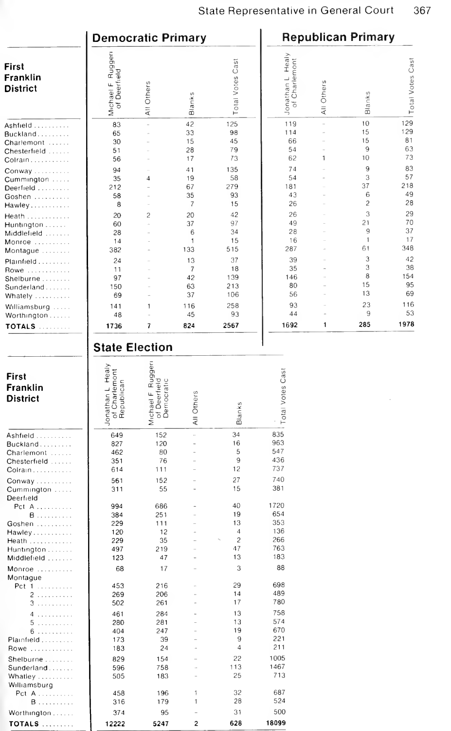## First Franklin District

| First Franklin District | Democratic Primary | | | | Republican Primary | | | |
|---|---|---|---|---|---|---|---|---|
| | Michael F Ruggeri of Deerfield | All Others | Blanks | Total Votes Cast | Jonathan L Healy of Charlemont | All Others | Blanks | Total Votes Cast |
| Ashfield | 83 | - | 42 | 125 | 119 | - | 10 | 129 |
| Buckland | 65 | - | 33 | 98 | 114 | - | 15 | 129 |
| Charlemont | 30 | - | 15 | 45 | 66 | - | 15 | 81 |
| Chesterfield | 51 | - | 28 | 79 | 54 | - | 9 | 63 |
| Colrain | 56 | - | 17 | 73 | 62 | 1 | 10 | 73 |
| Conway | 94 | - | 41 | 135 | 74 | - | 9 | 83 |
| Cummington | 35 | 4 | 19 | 58 | 54 | - | 3 | 57 |
| Deerfield | 212 | - | 67 | 279 | 181 | - | 37 | 218 |
| Goshen | 58 | - | 35 | 93 | 43 | - | 6 | 49 |
| Hawley | 8 | - | 7 | 15 | 26 | - | 2 | 28 |
| Heath | 20 | 2 | 20 | 42 | 26 | - | 3 | 29 |
| Huntington | 60 | - | 37 | 97 | 49 | - | 21 | 70 |
| Middlefield | 28 | - | 6 | 34 | 28 | - | 9 | 37 |
| Monroe | 14 | - | 1 | 15 | 16 | - | 1 | 17 |
| Montague | 382 | - | 133 | 515 | 287 | - | 61 | 348 |
| Plainfield | 24 | - | 13 | 37 | 39 | - | 3 | 42 |
| Rowe | 11 | - | 7 | 18 | 35 | - | 3 | 38 |
| Shelburne | 97 | - | 42 | 139 | 146 | - | 8 | 154 |
| Sunderland | 150 | - | 63 | 213 | 80 | - | 15 | 95 |
| Whately | 69 | - | 37 | 106 | 56 | - | 13 | 69 |
| Williamsburg | 141 | 1 | 116 | 258 | 93 | - | 23 | 116 |
| Worthington | 48 | - | 45 | 93 | 44 | - | 9 | 53 |
| **TOTALS** | **1736** | **7** | **824** | **2567** | **1692** | **1** | **285** | **1978** |

## State Election

| First Franklin District | Jonathan L Healy of Charlemont Republican | Michael F Ruggeri of Deerfield Democratic | All Others | Blanks | Total Votes Cast |
|---|---|---|---|---|---|
| Ashfield | 649 | 152 | - | 34 | 835 |
| Buckland | 827 | 120 | - | 16 | 963 |
| Charlemont | 462 | 80 | - | 5 | 547 |
| Chesterfield | 351 | 76 | - | 9 | 436 |
| Colrain | 614 | 111 | - | 12 | 737 |
| Conway | 561 | 152 | - | 27 | 740 |
| Cummington | 311 | 55 | - | 15 | 381 |
| Deerfield | | | | | |
| Pct A | 994 | 686 | - | 40 | 1720 |
| B | 384 | 251 | - | 19 | 654 |
| Goshen | 229 | 111 | - | 13 | 353 |
| Hawley | 120 | 12 | - | 4 | 136 |
| Heath | 229 | 35 | - | 2 | 266 |
| Huntington | 497 | 219 | - | 47 | 763 |
| Middlefield | 123 | 47 | - | 13 | 183 |
| Monroe | 68 | 17 | - | 3 | 88 |
| Montague | | | | | |
| Pct 1 | 453 | 216 | - | 29 | 698 |
| 2 | 269 | 206 | - | 14 | 489 |
| 3 | 502 | 261 | - | 17 | 780 |
| 4 | 461 | 284 | - | 13 | 758 |
| 5 | 280 | 281 | - | 13 | 574 |
| 6 | 404 | 247 | - | 19 | 670 |
| Plainfield | 173 | 39 | - | 9 | 221 |
| Rowe | 183 | 24 | - | 4 | 211 |
| Shelburne | 829 | 154 | - | 22 | 1005 |
| Sunderland | 596 | 758 | - | 113 | 1467 |
| Whatley | 505 | 183 | - | 25 | 713 |
| Williamsburg | | | | | |
| Pct A | 458 | 196 | 1 | 32 | 687 |
| B | 316 | 179 | 1 | 28 | 524 |
| Worthington | 374 | 95 | - | 31 | 500 |
| **TOTALS** | **12222** | **5247** | **2** | **628** | **18099** |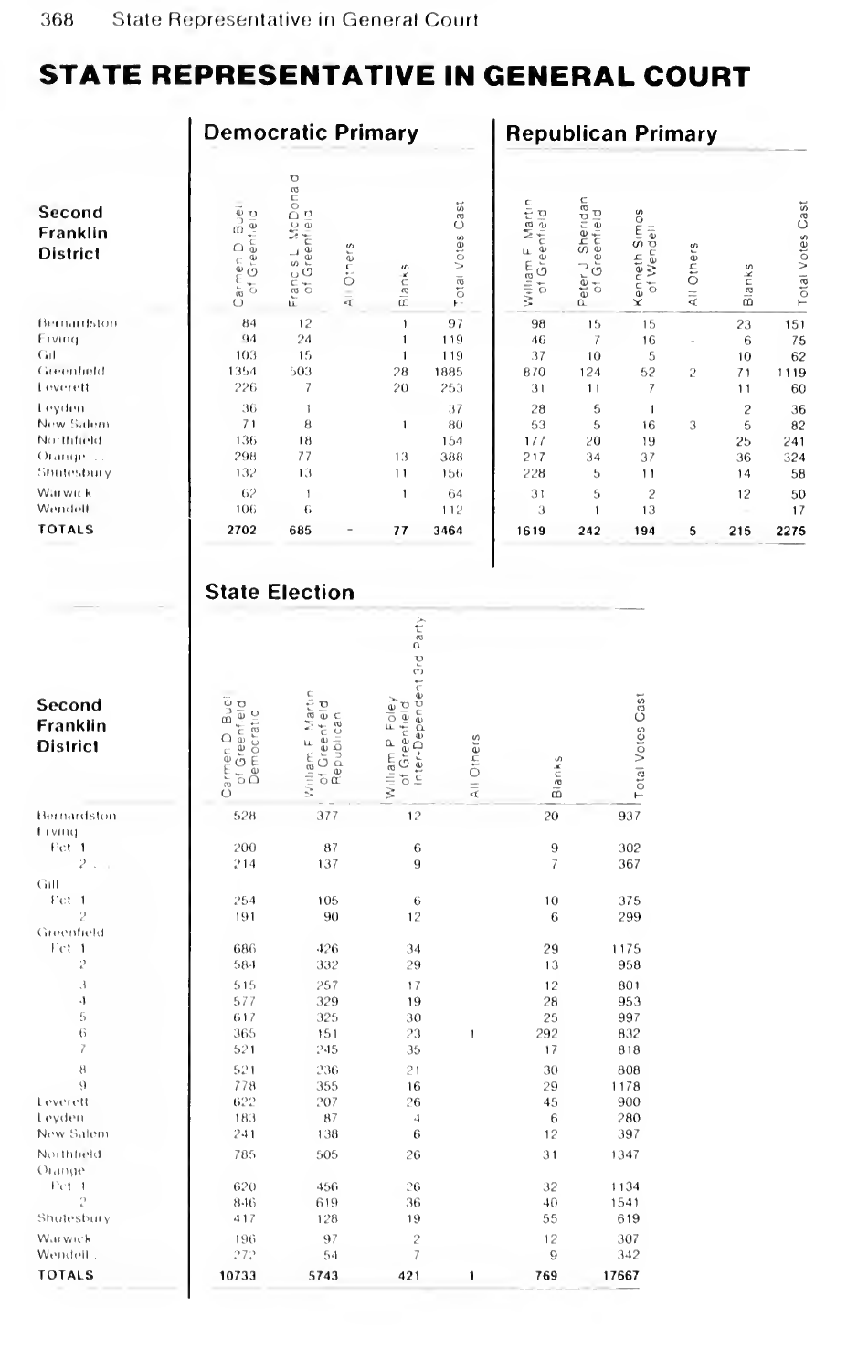# STATE REPRESENTATIVE IN GENERAL COURT

## Democratic Primary / Republican Primary

| Second Franklin District | Carmen D. Buell of Greenfield | Francis L. McDonald of Greenfield | All Others | Blanks | Total Votes Cast | William F. Martin of Greenfield | Peter J. Sheridan of Greenfield | Kenneth Simos of Wendell | All Others | Blanks | Total Votes Cast |
|---|---|---|---|---|---|---|---|---|---|---|---|
| Bernardston | 84 | 12 | | 1 | 97 | 98 | 15 | 15 | | 23 | 151 |
| Erving | 94 | 24 | | 1 | 119 | 46 | 7 | 16 | - | 6 | 75 |
| Gill | 103 | 15 | | 1 | 119 | 37 | 10 | 5 | | 10 | 62 |
| Greenfield | 1354 | 503 | | 28 | 1885 | 870 | 124 | 52 | 2 | 71 | 1119 |
| Leverett | 226 | 7 | | 20 | 253 | 31 | 11 | 7 | | 11 | 60 |
| Leyden | 36 | 1 | | | 37 | 28 | 5 | 1 | | 2 | 36 |
| New Salem | 71 | 8 | | 1 | 80 | 53 | 5 | 16 | 3 | 5 | 82 |
| Northfield | 136 | 18 | | | 154 | 177 | 20 | 19 | | 25 | 241 |
| Orange | 298 | 77 | | 13 | 388 | 217 | 34 | 37 | | 36 | 324 |
| Shutesbury | 132 | 13 | | 11 | 156 | 228 | 5 | 11 | | 14 | 58 |
| Warwick | 62 | 1 | | 1 | 64 | 31 | 5 | 2 | | 12 | 50 |
| Wendell | 106 | 6 | | | 112 | 3 | 1 | 13 | | - | 17 |
| **TOTALS** | **2702** | **685** | **-** | **77** | **3464** | **1619** | **242** | **194** | **5** | **215** | **2275** |

## State Election

| Second Franklin District | Carmen D. Buell of Greenfield Democratic | William F. Martin of Greenfield Republican | William P. Foley of Greenfield Inter-Dependent 3rd Party | All Others | Blanks | Total Votes Cast |
|---|---|---|---|---|---|---|
| Bernardston | 528 | 377 | 12 | | 20 | 937 |
| Erving | | | | | | |
| Pct. 1 | 200 | 87 | 6 | | 9 | 302 |
| 2 | 214 | 137 | 9 | | 7 | 367 |
| Gill | | | | | | |
| Pct. 1 | 254 | 105 | 6 | | 10 | 375 |
| 2 | 191 | 90 | 12 | | 6 | 299 |
| Greenfield | | | | | | |
| Pct. 1 | 686 | 426 | 34 | | 29 | 1175 |
| 2 | 584 | 332 | 29 | | 13 | 958 |
| 3 | 515 | 257 | 17 | | 12 | 801 |
| 4 | 577 | 329 | 19 | | 28 | 953 |
| 5 | 617 | 325 | 30 | | 25 | 997 |
| 6 | 365 | 151 | 23 | 1 | 292 | 832 |
| 7 | 521 | 245 | 35 | | 17 | 818 |
| 8 | 521 | 236 | 21 | | 30 | 808 |
| 9 | 778 | 355 | 16 | | 29 | 1178 |
| Leverett | 622 | 207 | 26 | | 45 | 900 |
| Leyden | 183 | 87 | 4 | | 6 | 280 |
| New Salem | 241 | 138 | 6 | | 12 | 397 |
| Northfield | 785 | 505 | 26 | | 31 | 1347 |
| Orange | | | | | | |
| Pct. 1 | 620 | 456 | 26 | | 32 | 1134 |
| 2 | 846 | 619 | 36 | | 40 | 1541 |
| Shutesbury | 417 | 128 | 19 | | 55 | 619 |
| Warwick | 196 | 97 | 2 | | 12 | 307 |
| Wendell | 272 | 54 | 7 | | 9 | 342 |
| **TOTALS** | **10733** | **5743** | **421** | **1** | **769** | **17667** |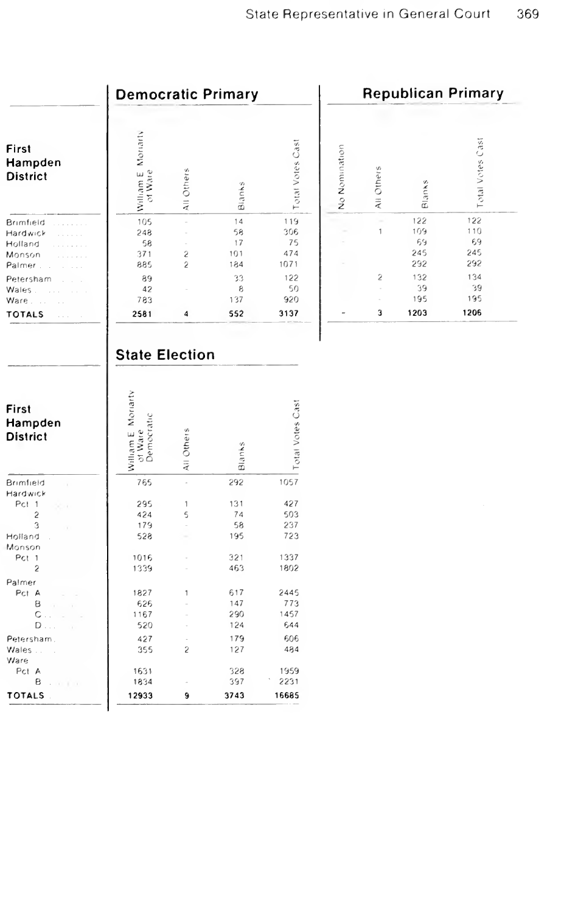## Democratic Primary

| First Hampden District | William E. Moriarty of Ware | All Others | Blanks | Total Votes Cast |
|---|---|---|---|---|
| Brimfield | 105 | - | 14 | 119 |
| Hardwick | 248 | - | 58 | 306 |
| Holland | 58 | - | 17 | 75 |
| Monson | 371 | 2 | 101 | 474 |
| Palmer | 885 | 2 | 184 | 1071 |
| Petersham | 89 | | 33 | 122 |
| Wales | 42 | - | 8 | 50 |
| Ware | 783 | | 137 | 920 |
| **TOTALS** | **2581** | **4** | **552** | **3137** |

## Republican Primary

| First Hampden District | No Nomination | All Others | Blanks | Total Votes Cast |
|---|---|---|---|---|
| Brimfield | | - | 122 | 122 |
| Hardwick | - | 1 | 109 | 110 |
| Holland | - | | 69 | 69 |
| Monson | | | 245 | 245 |
| Palmer | - | | 292 | 292 |
| Petersham | | 2 | 132 | 134 |
| Wales | | - | 39 | 39 |
| Ware | | - | 195 | 195 |
| **TOTALS** | **-** | **3** | **1203** | **1206** |

## State Election

| First Hampden District | William E. Moriarty of Ware Democratic | All Others | Blanks | Total Votes Cast |
|---|---|---|---|---|
| Brimfield | 765 | - | 292 | 1057 |
| Hardwick | | | | |
| Pct 1 | 295 | 1 | 131 | 427 |
| 2 | 424 | 5 | 74 | 503 |
| 3 | 179 | - | 58 | 237 |
| Holland | 528 | - | 195 | 723 |
| Monson | | | | |
| Pct 1 | 1016 | - | 321 | 1337 |
| 2 | 1339 | - | 463 | 1802 |
| Palmer | | | | |
| Pct A | 1827 | 1 | 617 | 2445 |
| B | 626 | - | 147 | 773 |
| C | 1167 | - | 290 | 1457 |
| D | 520 | - | 124 | 644 |
| Petersham | 427 | - | 179 | 606 |
| Wales | 355 | 2 | 127 | 484 |
| Ware | | | | |
| Pct A | 1631 | | 328 | 1959 |
| B | 1834 | - | 397 | 2231 |
| **TOTALS** | **12933** | **9** | **3743** | **16685** |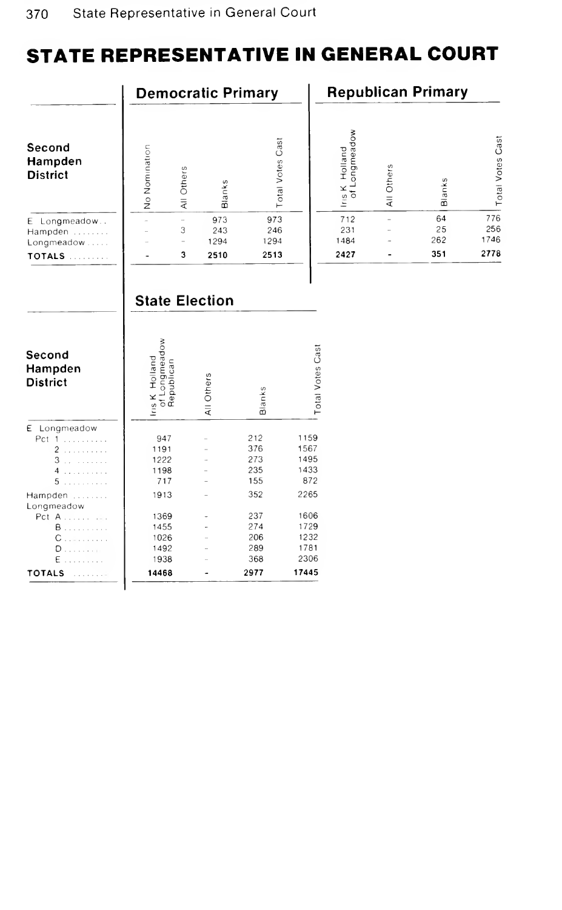# STATE REPRESENTATIVE IN GENERAL COURT

| Second Hampden District | Democratic Primary | | | | Republican Primary | | | |
|---|---|---|---|---|---|---|---|---|
| | No Nomination | All Others | Blanks | Total Votes Cast | Iris K Holland of Longmeadow | All Others | Blanks | Total Votes Cast |
| E Longmeadow | - | - | 973 | 973 | 712 | - | 64 | 776 |
| Hampden | - | 3 | 243 | 246 | 231 | - | 25 | 256 |
| Longmeadow | - | - | 1294 | 1294 | 1484 | - | 262 | 1746 |
| **TOTALS** | **-** | **3** | **2510** | **2513** | **2427** | **-** | **351** | **2778** |

## State Election

| Second Hampden District | Iris K Holland of Longmeadow Republican | All Others | Blanks | Total Votes Cast |
|---|---|---|---|---|
| E Longmeadow | | | | |
| Pct 1 | 947 | - | 212 | 1159 |
| 2 | 1191 | - | 376 | 1567 |
| 3 | 1222 | - | 273 | 1495 |
| 4 | 1198 | - | 235 | 1433 |
| 5 | 717 | - | 155 | 872 |
| Hampden | 1913 | - | 352 | 2265 |
| Longmeadow | | | | |
| Pct A | 1369 | - | 237 | 1606 |
| B | 1455 | - | 274 | 1729 |
| C | 1026 | - | 206 | 1232 |
| D | 1492 | - | 289 | 1781 |
| E | 1938 | - | 368 | 2306 |
| **TOTALS** | **14468** | **-** | **2977** | **17445** |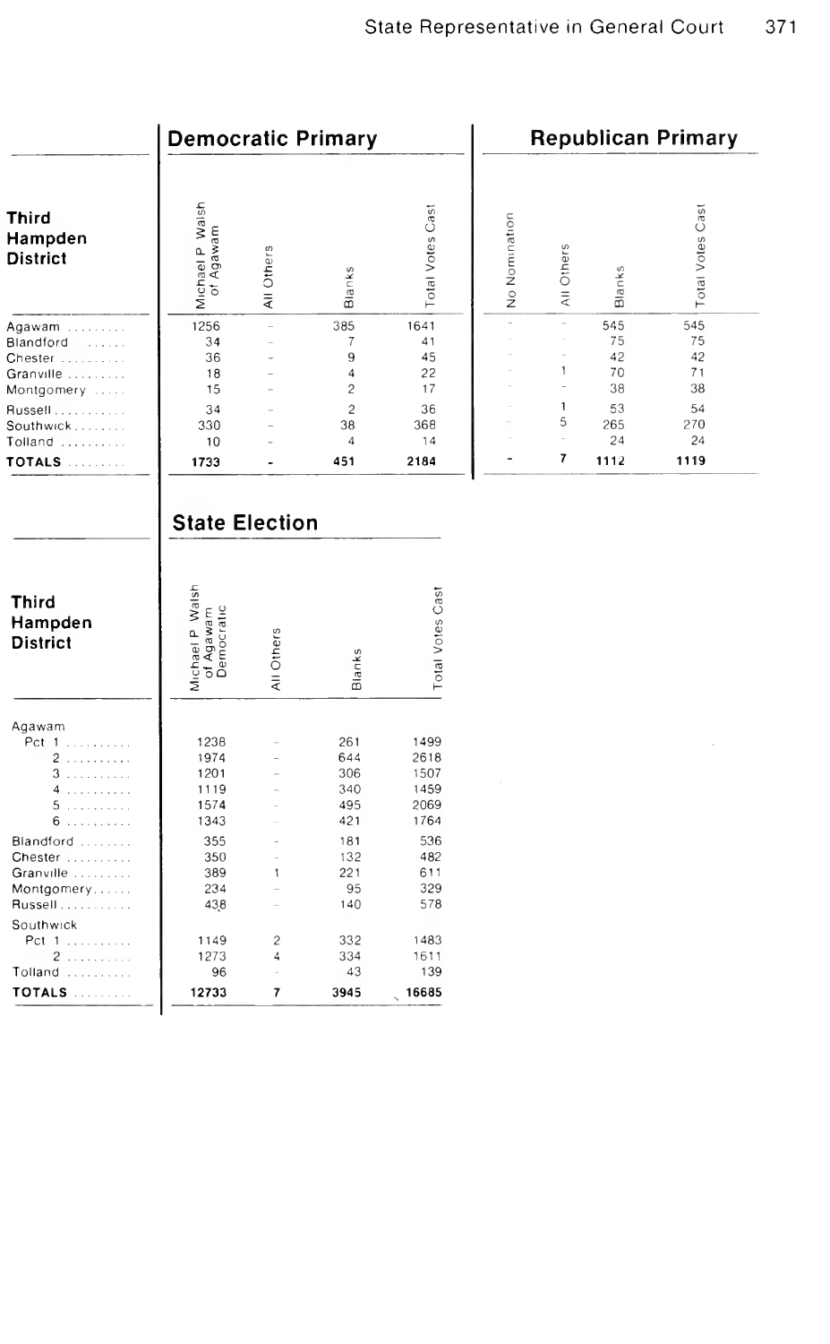## Democratic Primary

| Third Hampden District | Michael P. Walsh of Agawam | All Others | Blanks | Total Votes Cast |
|---|---|---|---|---|
| Agawam | 1256 | – | 385 | 1641 |
| Blandford | 34 | – | 7 | 41 |
| Chester | 36 | – | 9 | 45 |
| Granville | 18 | – | 4 | 22 |
| Montgomery | 15 | – | 2 | 17 |
| Russell | 34 | – | 2 | 36 |
| Southwick | 330 | – | 38 | 368 |
| Tolland | 10 | – | 4 | 14 |
| **TOTALS** | **1733** | **-** | **451** | **2184** |

## Republican Primary

| Third Hampden District | No Nomination | All Others | Blanks | Total Votes Cast |
|---|---|---|---|---|
| Agawam | – | – | 545 | 545 |
| Blandford | – | – | 75 | 75 |
| Chester | – | – | 42 | 42 |
| Granville | – | 1 | 70 | 71 |
| Montgomery | – | – | 38 | 38 |
| Russell | – | 1 | 53 | 54 |
| Southwick | – | 5 | 265 | 270 |
| Tolland | – | – | 24 | 24 |
| **TOTALS** | **-** | **7** | **1112** | **1119** |

## State Election

| Third Hampden District | Michael P. Walsh of Agawam Democratic | All Others | Blanks | Total Votes Cast |
|---|---|---|---|---|
| Agawam | | | | |
| Pct 1 | 1238 | – | 261 | 1499 |
| 2 | 1974 | – | 644 | 2618 |
| 3 | 1201 | – | 306 | 1507 |
| 4 | 1119 | – | 340 | 1459 |
| 5 | 1574 | – | 495 | 2069 |
| 6 | 1343 | – | 421 | 1764 |
| Blandford | 355 | – | 181 | 536 |
| Chester | 350 | – | 132 | 482 |
| Granville | 389 | 1 | 221 | 611 |
| Montgomery | 234 | – | 95 | 329 |
| Russell | 438 | – | 140 | 578 |
| Southwick | | | | |
| Pct 1 | 1149 | 2 | 332 | 1483 |
| 2 | 1273 | 4 | 334 | 1611 |
| Tolland | 96 | – | 43 | 139 |
| **TOTALS** | **12733** | **7** | **3945** | **16685** |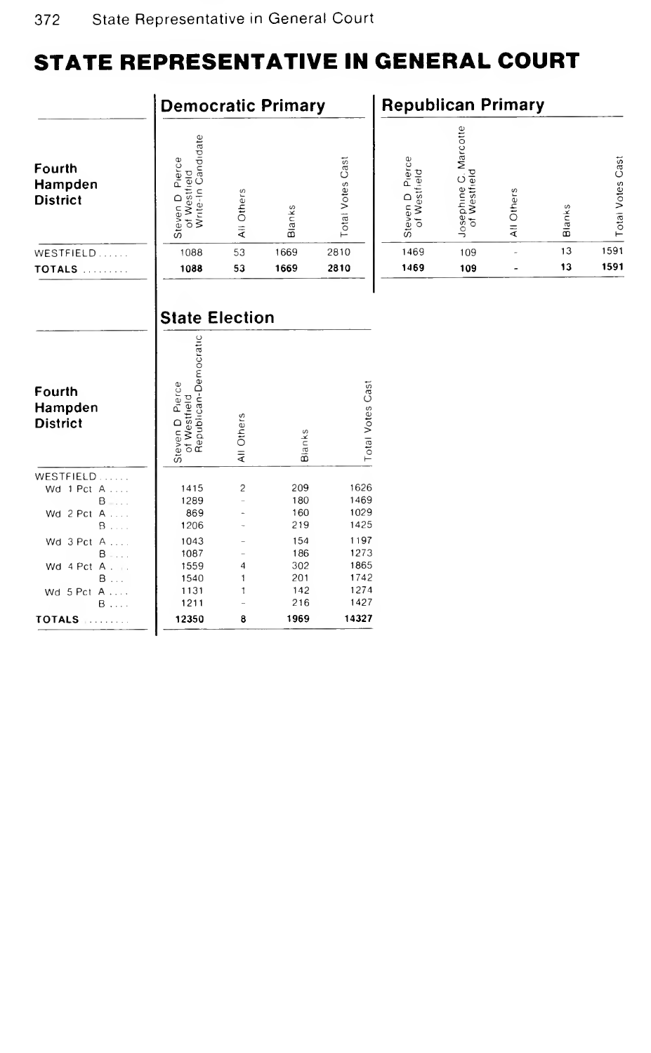# STATE REPRESENTATIVE IN GENERAL COURT

## Democratic Primary

| Fourth Hampden District | Steven D. Pierce of Westfield Write-In Candidate | All Others | Blanks | Total Votes Cast |
|---|---|---|---|---|
| WESTFIELD | 1088 | 53 | 1669 | 2810 |
| **TOTALS** | **1088** | **53** | **1669** | **2810** |

## Republican Primary

| Fourth Hampden District | Steven D. Pierce of Westfield | Josephine C. Marcotte of Westfield | All Others | Blanks | Total Votes Cast |
|---|---|---|---|---|---|
| WESTFIELD | 1469 | 109 | - | 13 | 1591 |
| **TOTALS** | **1469** | **109** | **-** | **13** | **1591** |

## State Election

| Fourth Hampden District | Steven D. Pierce of Westfield Republican-Democratic | All Others | Blanks | Total Votes Cast |
|---|---|---|---|---|
| WESTFIELD | | | | |
| Wd 1 Pct A | 1415 | 2 | 209 | 1626 |
| B | 1289 | - | 180 | 1469 |
| Wd 2 Pct A | 869 | - | 160 | 1029 |
| B | 1206 | - | 219 | 1425 |
| Wd 3 Pct A | 1043 | - | 154 | 1197 |
| B | 1087 | - | 186 | 1273 |
| Wd 4 Pct A | 1559 | 4 | 302 | 1865 |
| B | 1540 | 1 | 201 | 1742 |
| Wd 5 Pct A | 1131 | 1 | 142 | 1274 |
| B | 1211 | - | 216 | 1427 |
| **TOTALS** | **12350** | **8** | **1969** | **14327** |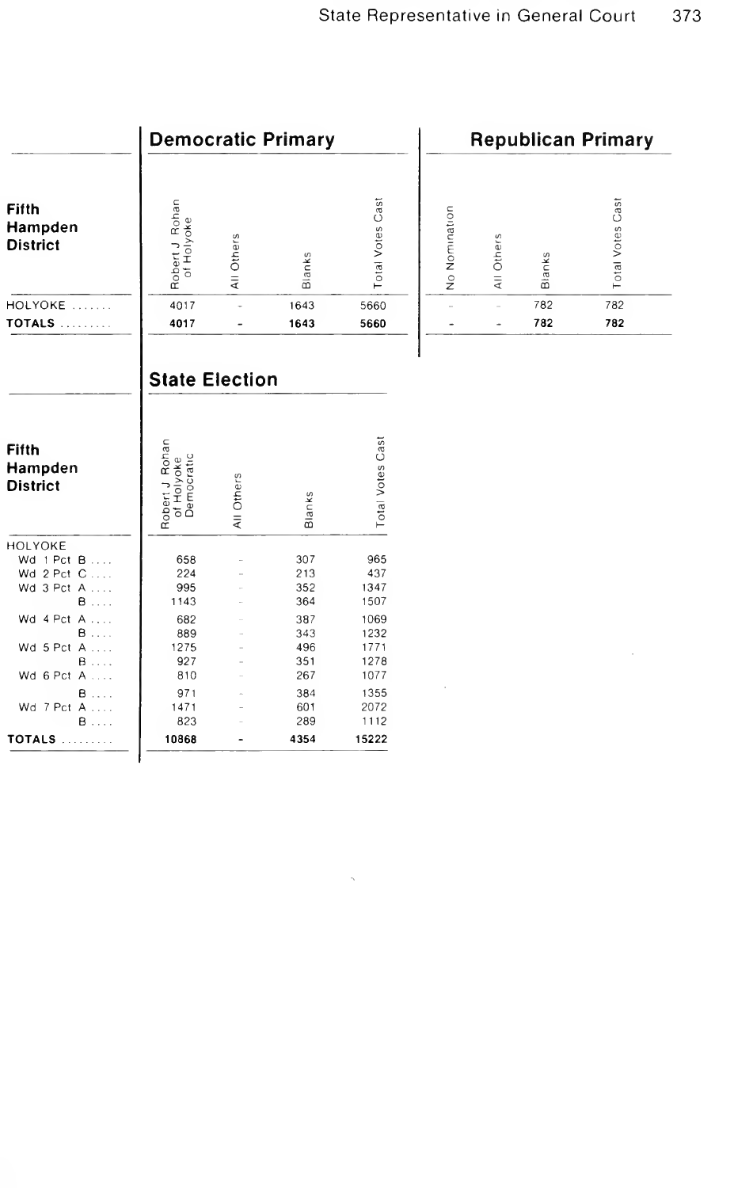## Democratic Primary

| Fifth Hampden District | Robert J. Rohan of Holyoke | All Others | Blanks | Total Votes Cast |
|---|---|---|---|---|
| HOLYOKE | 4017 | - | 1643 | 5660 |
| **TOTALS** | **4017** | **-** | **1643** | **5660** |

## Republican Primary

| Fifth Hampden District | No Nomination | All Others | Blanks | Total Votes Cast |
|---|---|---|---|---|
| HOLYOKE | - | - | 782 | 782 |
| **TOTALS** | **-** | **-** | **782** | **782** |

## State Election

| Fifth Hampden District | Robert J. Rohan of Holyoke Democratic | All Others | Blanks | Total Votes Cast |
|---|---|---|---|---|
| HOLYOKE | | | | |
| Wd 1 Pct B | 658 | - | 307 | 965 |
| Wd 2 Pct C | 224 | - | 213 | 437 |
| Wd 3 Pct A | 995 | - | 352 | 1347 |
| B | 1143 | - | 364 | 1507 |
| Wd 4 Pct A | 682 | - | 387 | 1069 |
| B | 889 | - | 343 | 1232 |
| Wd 5 Pct A | 1275 | - | 496 | 1771 |
| B | 927 | - | 351 | 1278 |
| Wd 6 Pct A | 810 | - | 267 | 1077 |
| B | 971 | - | 384 | 1355 |
| Wd 7 Pct A | 1471 | - | 601 | 2072 |
| B | 823 | - | 289 | 1112 |
| **TOTALS** | **10868** | **-** | **4354** | **15222** |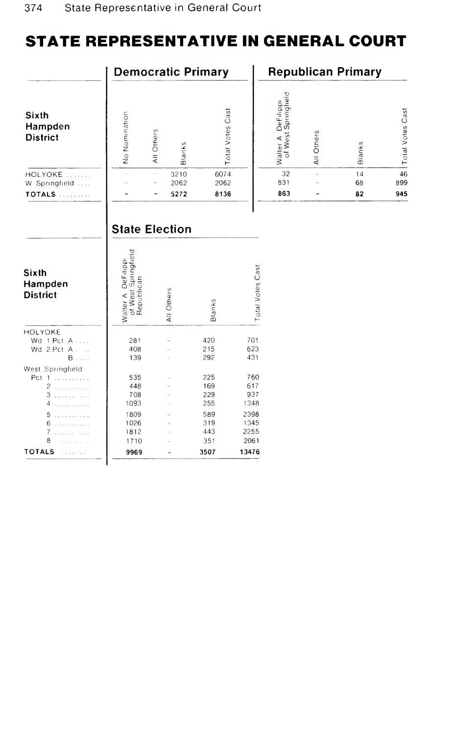# STATE REPRESENTATIVE IN GENERAL COURT

| Sixth Hampden District | Democratic Primary | | | | Republican Primary | | | |
|---|---|---|---|---|---|---|---|---|
| | No Nomination | All Others | Blanks | Total Votes Cast | Walter A. DeFilippi of West Springfield | All Others | Blanks | Total Votes Cast |
| HOLYOKE | – | – | 3210 | 6074 | 32 | – | 14 | 46 |
| W Springfield | – | – | 2062 | 2062 | 831 | – | 68 | 899 |
| **TOTALS** | **-** | **-** | **5272** | **8136** | **863** | **-** | **82** | **945** |

| Sixth Hampden District | State Election | | | |
|---|---|---|---|---|
| | Walter A. DeFilippi of West Springfield Republican | All Others | Blanks | Total Votes Cast |
| HOLYOKE | | | | |
| Wd 1 Pct A | 281 | – | 420 | 701 |
| Wd 2 Pct A | 408 | – | 215 | 623 |
| B | 139 | – | 292 | 431 |
| West Springfield | | | | |
| Pct 1 | 535 | – | 225 | 760 |
| 2 | 448 | – | 169 | 617 |
| 3 | 708 | – | 229 | 937 |
| 4 | 1093 | – | 255 | 1348 |
| 5 | 1809 | – | 589 | 2398 |
| 6 | 1026 | – | 319 | 1345 |
| 7 | 1812 | – | 443 | 2255 |
| 8 | 1710 | – | 351 | 2061 |
| **TOTALS** | **9969** | **-** | **3507** | **13476** |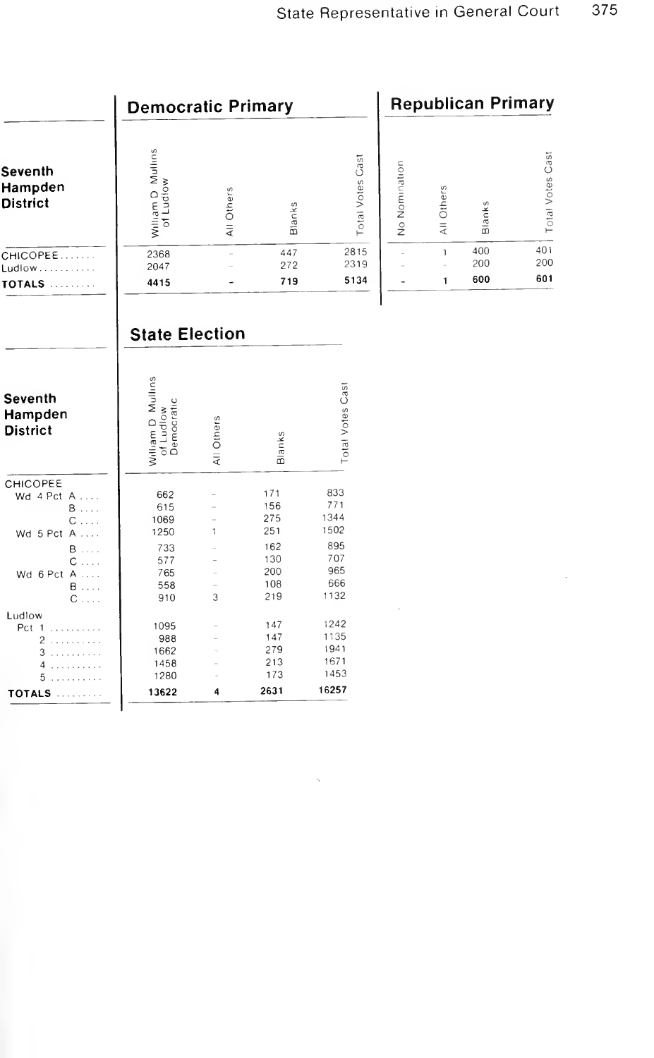## Democratic Primary

| Seventh Hampden District | William D Mullins of Ludlow | All Others | Blanks | Total Votes Cast |
|---|---|---|---|---|
| CHICOPEE | 2368 | – | 447 | 2815 |
| Ludlow | 2047 | – | 272 | 2319 |
| **TOTALS** | **4415** | **-** | **719** | **5134** |

## Republican Primary

| Seventh Hampden District | No Nomination | All Others | Blanks | Total Votes Cast |
|---|---|---|---|---|
| CHICOPEE | – | 1 | 400 | 401 |
| Ludlow | – | – | 200 | 200 |
| **TOTALS** | **-** | **1** | **600** | **601** |

## State Election

| Seventh Hampden District | William D Mullins of Ludlow Democratic | All Others | Blanks | Total Votes Cast |
|---|---|---|---|---|
| CHICOPEE | | | | |
| Wd 4 Pct A | 662 | – | 171 | 833 |
| B | 615 | – | 156 | 771 |
| C | 1069 | – | 275 | 1344 |
| Wd 5 Pct A | 1250 | 1 | 251 | 1502 |
| B | 733 | – | 162 | 895 |
| C | 577 | – | 130 | 707 |
| Wd 6 Pct A | 765 | – | 200 | 965 |
| B | 558 | – | 108 | 666 |
| C | 910 | 3 | 219 | 1132 |
| Ludlow | | | | |
| Pct 1 | 1095 | – | 147 | 1242 |
| 2 | 988 | – | 147 | 1135 |
| 3 | 1662 | – | 279 | 1941 |
| 4 | 1458 | – | 213 | 1671 |
| 5 | 1280 | – | 173 | 1453 |
| **TOTALS** | **13622** | **4** | **2631** | **16257** |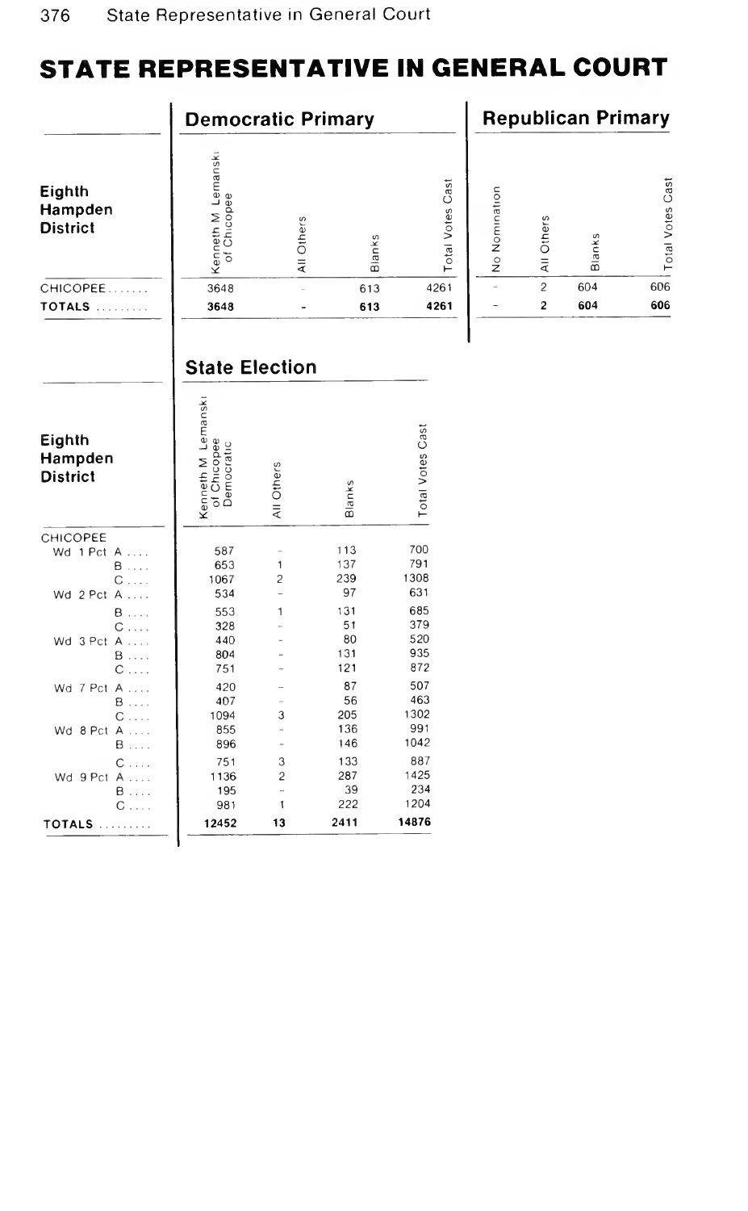# STATE REPRESENTATIVE IN GENERAL COURT

| Eighth Hampden District | Democratic Primary | | | | Republican Primary | | | |
|---|---|---|---|---|---|---|---|---|
| | Kenneth M Lemanski of Chicopee | All Others | Blanks | Total Votes Cast | No Nomination | All Others | Blanks | Total Votes Cast |
| CHICOPEE | 3648 | – | 613 | 4261 | – | 2 | 604 | 606 |
| **TOTALS** | **3648** | **-** | **613** | **4261** | – | **2** | **604** | **606** |

## State Election

| Eighth Hampden District | Kenneth M Lemanski of Chicopee Democratic | All Others | Blanks | Total Votes Cast |
|---|---|---|---|---|
| CHICOPEE | | | | |
| Wd 1 Pct A | 587 | – | 113 | 700 |
| B | 653 | 1 | 137 | 791 |
| C | 1067 | 2 | 239 | 1308 |
| Wd 2 Pct A | 534 | – | 97 | 631 |
| B | 553 | 1 | 131 | 685 |
| C | 328 | – | 51 | 379 |
| Wd 3 Pct A | 440 | – | 80 | 520 |
| B | 804 | – | 131 | 935 |
| C | 751 | – | 121 | 872 |
| Wd 7 Pct A | 420 | – | 87 | 507 |
| B | 407 | – | 56 | 463 |
| C | 1094 | 3 | 205 | 1302 |
| Wd 8 Pct A | 855 | – | 136 | 991 |
| B | 896 | – | 146 | 1042 |
| C | 751 | 3 | 133 | 887 |
| Wd 9 Pct A | 1136 | 2 | 287 | 1425 |
| B | 195 | – | 39 | 234 |
| C | 981 | 1 | 222 | 1204 |
| **TOTALS** | **12452** | **13** | **2411** | **14876** |